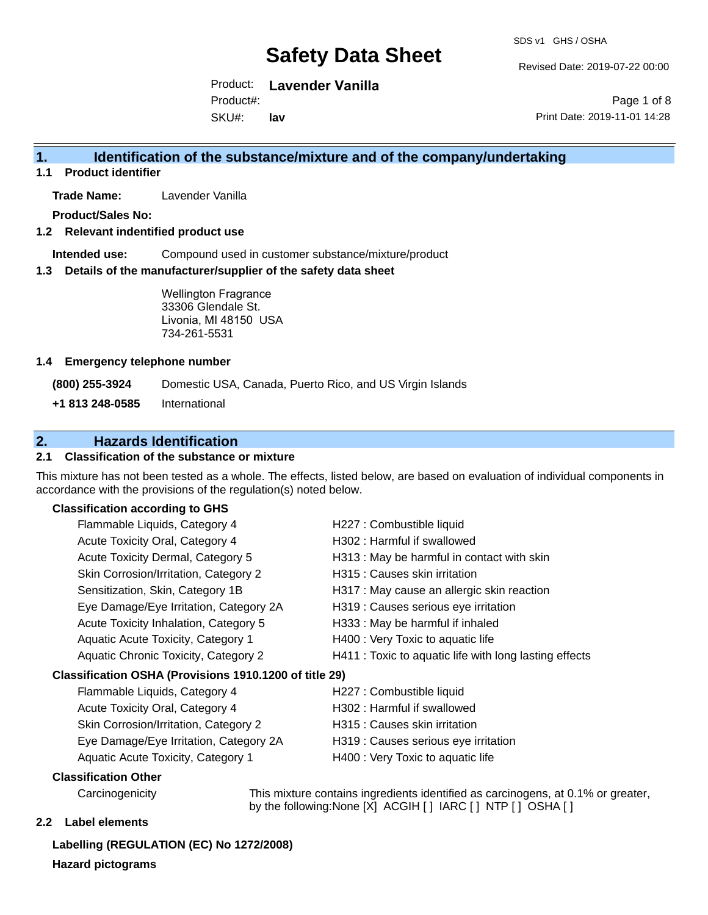# Safety Data Sheet

SDS v1 GHS / OSHA

Revised Date: 2019-07-22 00:00

Product: **Lavender Vanilla**

Product#:

SKU#: **lav**

Print Date: 2019-11-01 14:28

## 1. Identification of the substance/mixture and of the company/undertaking

### 1.1 Product identifier

**Trade Name:** Lavender Vanilla

**Product/Sales No:**

### 1.2 Relevant identified product use

**Intended use:** Compound used in customer substance/mixture/product

### 1.3 Details of the manufacturer/supplier of the safety data sheet

Wellington Fragrance
33306 Glendale St.
Livonia, MI 48150 USA
734-261-5531

### 1.4 Emergency telephone number

**(800) 255-3924** Domestic USA, Canada, Puerto Rico, and US Virgin Islands

**+1 813 248-0585** International

## 2. Hazards Identification

### 2.1 Classification of the substance or mixture

This mixture has not been tested as a whole. The effects, listed below, are based on evaluation of individual components in accordance with the provisions of the regulation(s) noted below.

**Classification according to GHS**

| | |
|---|---|
| Flammable Liquids, Category 4 | H227 : Combustible liquid |
| Acute Toxicity Oral, Category 4 | H302 : Harmful if swallowed |
| Acute Toxicity Dermal, Category 5 | H313 : May be harmful in contact with skin |
| Skin Corrosion/Irritation, Category 2 | H315 : Causes skin irritation |
| Sensitization, Skin, Category 1B | H317 : May cause an allergic skin reaction |
| Eye Damage/Eye Irritation, Category 2A | H319 : Causes serious eye irritation |
| Acute Toxicity Inhalation, Category 5 | H333 : May be harmful if inhaled |
| Aquatic Acute Toxicity, Category 1 | H400 : Very Toxic to aquatic life |
| Aquatic Chronic Toxicity, Category 2 | H411 : Toxic to aquatic life with long lasting effects |

**Classification OSHA (Provisions 1910.1200 of title 29)**

| | |
|---|---|
| Flammable Liquids, Category 4 | H227 : Combustible liquid |
| Acute Toxicity Oral, Category 4 | H302 : Harmful if swallowed |
| Skin Corrosion/Irritation, Category 2 | H315 : Causes skin irritation |
| Eye Damage/Eye Irritation, Category 2A | H319 : Causes serious eye irritation |
| Aquatic Acute Toxicity, Category 1 | H400 : Very Toxic to aquatic life |

**Classification Other**

Carcinogenicity: This mixture contains ingredients identified as carcinogens, at 0.1% or greater, by the following:None [X] ACGIH [ ] IARC [ ] NTP [ ] OSHA [ ]

### 2.2 Label elements

**Labelling (REGULATION (EC) No 1272/2008)**

**Hazard pictograms**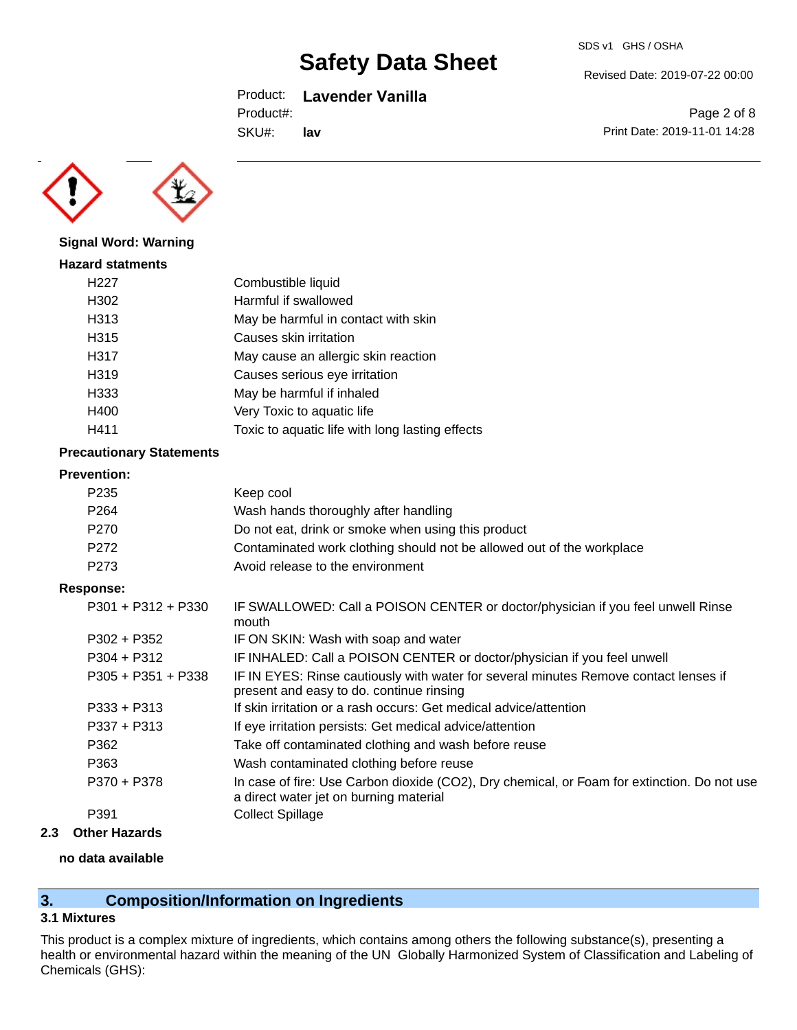**Signal Word: Warning**

**Hazard statments**

| | |
|---|---|
| H227 | Combustible liquid |
| H302 | Harmful if swallowed |
| H313 | May be harmful in contact with skin |
| H315 | Causes skin irritation |
| H317 | May cause an allergic skin reaction |
| H319 | Causes serious eye irritation |
| H333 | May be harmful if inhaled |
| H400 | Very Toxic to aquatic life |
| H411 | Toxic to aquatic life with long lasting effects |

**Precautionary Statements**

**Prevention:**

| | |
|---|---|
| P235 | Keep cool |
| P264 | Wash hands thoroughly after handling |
| P270 | Do not eat, drink or smoke when using this product |
| P272 | Contaminated work clothing should not be allowed out of the workplace |
| P273 | Avoid release to the environment |

**Response:**

| | |
|---|---|
| P301 + P312 + P330 | IF SWALLOWED: Call a POISON CENTER or doctor/physician if you feel unwell Rinse mouth |
| P302 + P352 | IF ON SKIN: Wash with soap and water |
| P304 + P312 | IF INHALED: Call a POISON CENTER or doctor/physician if you feel unwell |
| P305 + P351 + P338 | IF IN EYES: Rinse cautiously with water for several minutes Remove contact lenses if present and easy to do. continue rinsing |
| P333 + P313 | If skin irritation or a rash occurs: Get medical advice/attention |
| P337 + P313 | If eye irritation persists: Get medical advice/attention |
| P362 | Take off contaminated clothing and wash before reuse |
| P363 | Wash contaminated clothing before reuse |
| P370 + P378 | In case of fire: Use Carbon dioxide ($CO_2$), Dry chemical, or Foam for extinction. Do not use a direct water jet on burning material |
| P391 | Collect Spillage |

**2.3 Other Hazards**

**no data available**

## 3. Composition/Information on Ingredients

### 3.1 Mixtures

This product is a complex mixture of ingredients, which contains among others the following substance(s), presenting a health or environmental hazard within the meaning of the UN Globally Harmonized System of Classification and Labeling of Chemicals (GHS):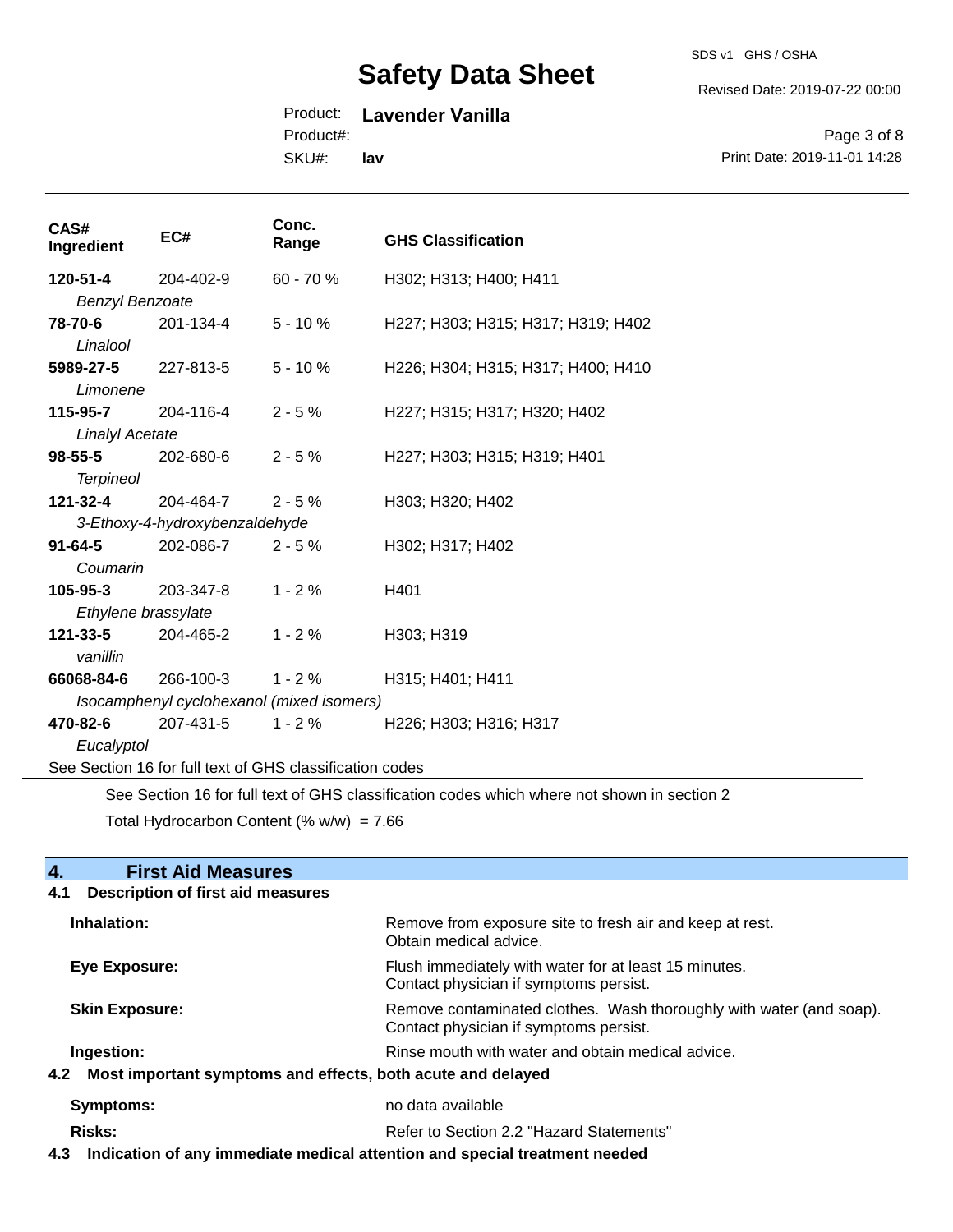| CAS# Ingredient | EC# | Conc. Range | GHS Classification |
|---|---|---|---|
| **120-51-4** *Benzyl Benzoate* | 204-402-9 | 60 - 70 % | H302; H313; H400; H411 |
| **78-70-6** *Linalool* | 201-134-4 | 5 - 10 % | H227; H303; H315; H317; H319; H402 |
| **5989-27-5** *Limonene* | 227-813-5 | 5 - 10 % | H226; H304; H315; H317; H400; H410 |
| **115-95-7** *Linalyl Acetate* | 204-116-4 | 2 - 5 % | H227; H315; H317; H320; H402 |
| **98-55-5** *Terpineol* | 202-680-6 | 2 - 5 % | H227; H303; H315; H319; H401 |
| **121-32-4** *3-Ethoxy-4-hydroxybenzaldehyde* | 204-464-7 | 2 - 5 % | H303; H320; H402 |
| **91-64-5** *Coumarin* | 202-086-7 | 2 - 5 % | H302; H317; H402 |
| **105-95-3** *Ethylene brassylate* | 203-347-8 | 1 - 2 % | H401 |
| **121-33-5** *vanillin* | 204-465-2 | 1 - 2 % | H303; H319 |
| **66068-84-6** *Isocamphenyl cyclohexanol (mixed isomers)* | 266-100-3 | 1 - 2 % | H315; H401; H411 |
| **470-82-6** *Eucalyptol* | 207-431-5 | 1 - 2 % | H226; H303; H316; H317 |

See Section 16 for full text of GHS classification codes

See Section 16 for full text of GHS classification codes which where not shown in section 2

Total Hydrocarbon Content (% w/w) = 7.66

## 4. First Aid Measures

### 4.1 Description of first aid measures

**Inhalation:** Remove from exposure site to fresh air and keep at rest. Obtain medical advice.

**Eye Exposure:** Flush immediately with water for at least 15 minutes. Contact physician if symptoms persist.

**Skin Exposure:** Remove contaminated clothes. Wash thoroughly with water (and soap). Contact physician if symptoms persist.

**Ingestion:** Rinse mouth with water and obtain medical advice.

### 4.2 Most important symptoms and effects, both acute and delayed

**Symptoms:** no data available

**Risks:** Refer to Section 2.2 "Hazard Statements"

### 4.3 Indication of any immediate medical attention and special treatment needed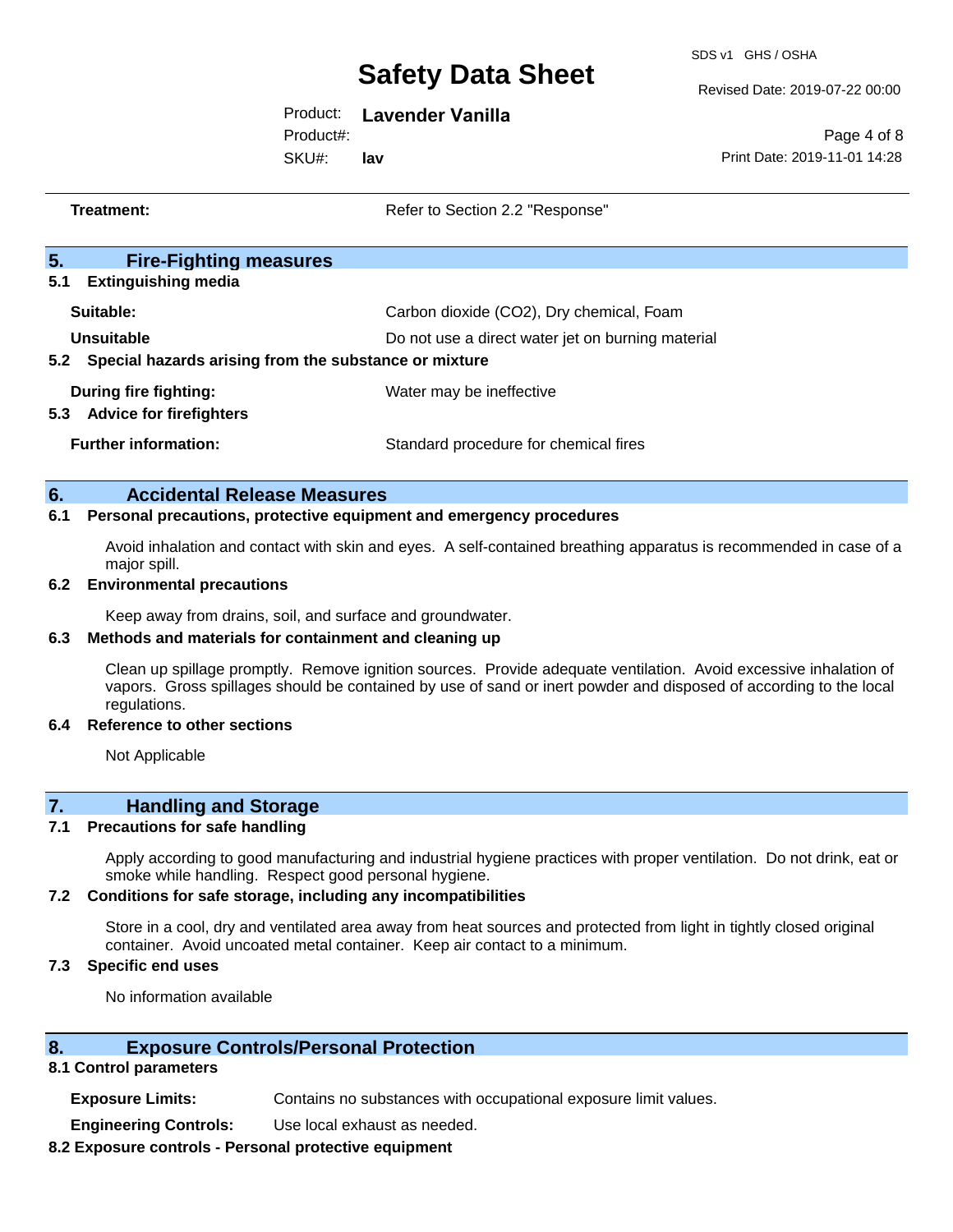**Treatment:** Refer to Section 2.2 "Response"

## 5. Fire-Fighting measures

### 5.1 Extinguishing media

| | |
|---|---|
| **Suitable:** | Carbon dioxide ($CO_2$), Dry chemical, Foam |
| **Unsuitable** | Do not use a direct water jet on burning material |

### 5.2 Special hazards arising from the substance or mixture

| | |
|---|---|
| **During fire fighting:** | Water may be ineffective |

### 5.3 Advice for firefighters

| | |
|---|---|
| **Further information:** | Standard procedure for chemical fires |

## 6. Accidental Release Measures

### 6.1 Personal precautions, protective equipment and emergency procedures

Avoid inhalation and contact with skin and eyes. A self-contained breathing apparatus is recommended in case of a major spill.

### 6.2 Environmental precautions

Keep away from drains, soil, and surface and groundwater.

### 6.3 Methods and materials for containment and cleaning up

Clean up spillage promptly. Remove ignition sources. Provide adequate ventilation. Avoid excessive inhalation of vapors. Gross spillages should be contained by use of sand or inert powder and disposed of according to the local regulations.

### 6.4 Reference to other sections

Not Applicable

## 7. Handling and Storage

### 7.1 Precautions for safe handling

Apply according to good manufacturing and industrial hygiene practices with proper ventilation. Do not drink, eat or smoke while handling. Respect good personal hygiene.

### 7.2 Conditions for safe storage, including any incompatibilities

Store in a cool, dry and ventilated area away from heat sources and protected from light in tightly closed original container. Avoid uncoated metal container. Keep air contact to a minimum.

### 7.3 Specific end uses

No information available

## 8. Exposure Controls/Personal Protection

### 8.1 Control parameters

| | |
|---|---|
| **Exposure Limits:** | Contains no substances with occupational exposure limit values. |
| **Engineering Controls:** | Use local exhaust as needed. |

### 8.2 Exposure controls - Personal protective equipment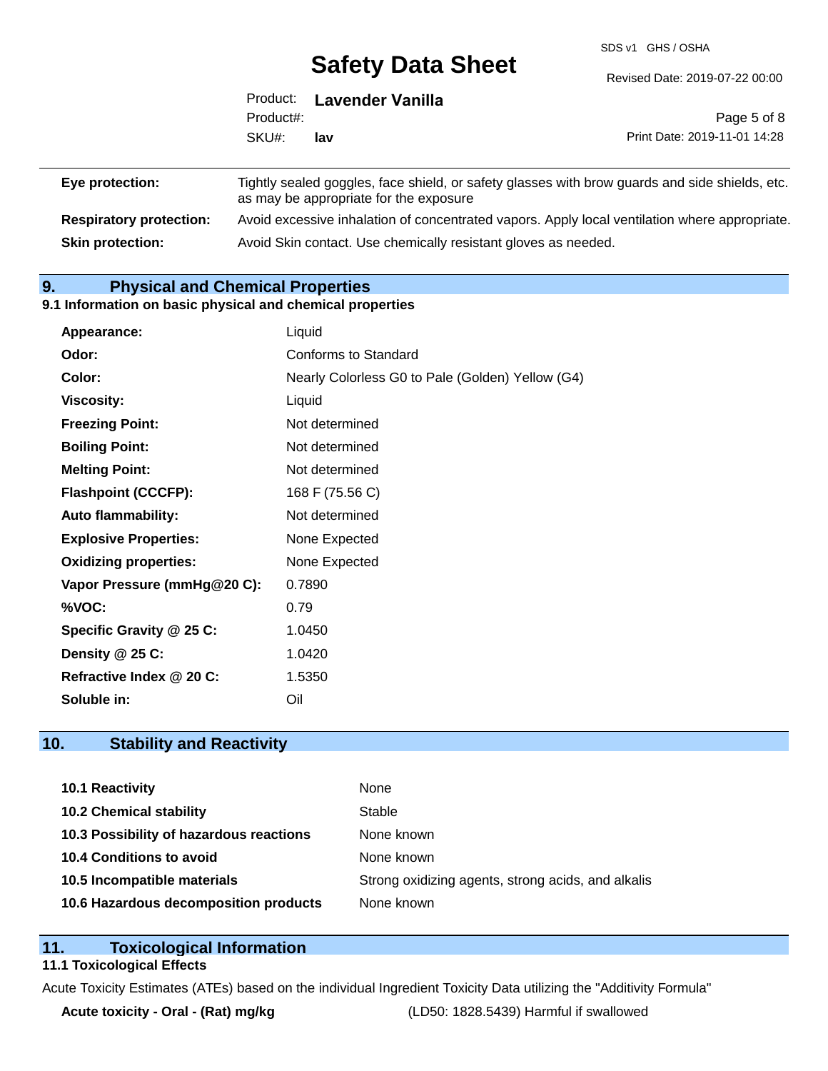| | |
|---|---|
| **Eye protection:** | Tightly sealed goggles, face shield, or safety glasses with brow guards and side shields, etc. as may be appropriate for the exposure |
| **Respiratory protection:** | Avoid excessive inhalation of concentrated vapors. Apply local ventilation where appropriate. |
| **Skin protection:** | Avoid Skin contact. Use chemically resistant gloves as needed. |

## 9. Physical and Chemical Properties

### 9.1 Information on basic physical and chemical properties

| | |
|---|---|
| **Appearance:** | Liquid |
| **Odor:** | Conforms to Standard |
| **Color:** | Nearly Colorless G0 to Pale (Golden) Yellow (G4) |
| **Viscosity:** | Liquid |
| **Freezing Point:** | Not determined |
| **Boiling Point:** | Not determined |
| **Melting Point:** | Not determined |
| **Flashpoint (CCCFP):** | 168 F (75.56 C) |
| **Auto flammability:** | Not determined |
| **Explosive Properties:** | None Expected |
| **Oxidizing properties:** | None Expected |
| **Vapor Pressure (mmHg@20 C):** | 0.7890 |
| **%VOC:** | 0.79 |
| **Specific Gravity @ 25 C:** | 1.0450 |
| **Density @ 25 C:** | 1.0420 |
| **Refractive Index @ 20 C:** | 1.5350 |
| **Soluble in:** | Oil |

## 10. Stability and Reactivity

| | |
|---|---|
| **10.1 Reactivity** | None |
| **10.2 Chemical stability** | Stable |
| **10.3 Possibility of hazardous reactions** | None known |
| **10.4 Conditions to avoid** | None known |
| **10.5 Incompatible materials** | Strong oxidizing agents, strong acids, and alkalis |
| **10.6 Hazardous decomposition products** | None known |

## 11. Toxicological Information

### 11.1 Toxicological Effects

Acute Toxicity Estimates (ATEs) based on the individual Ingredient Toxicity Data utilizing the "Additivity Formula"

| | |
|---|---|
| **Acute toxicity - Oral - (Rat) mg/kg** | (LD50: 1828.5439) Harmful if swallowed |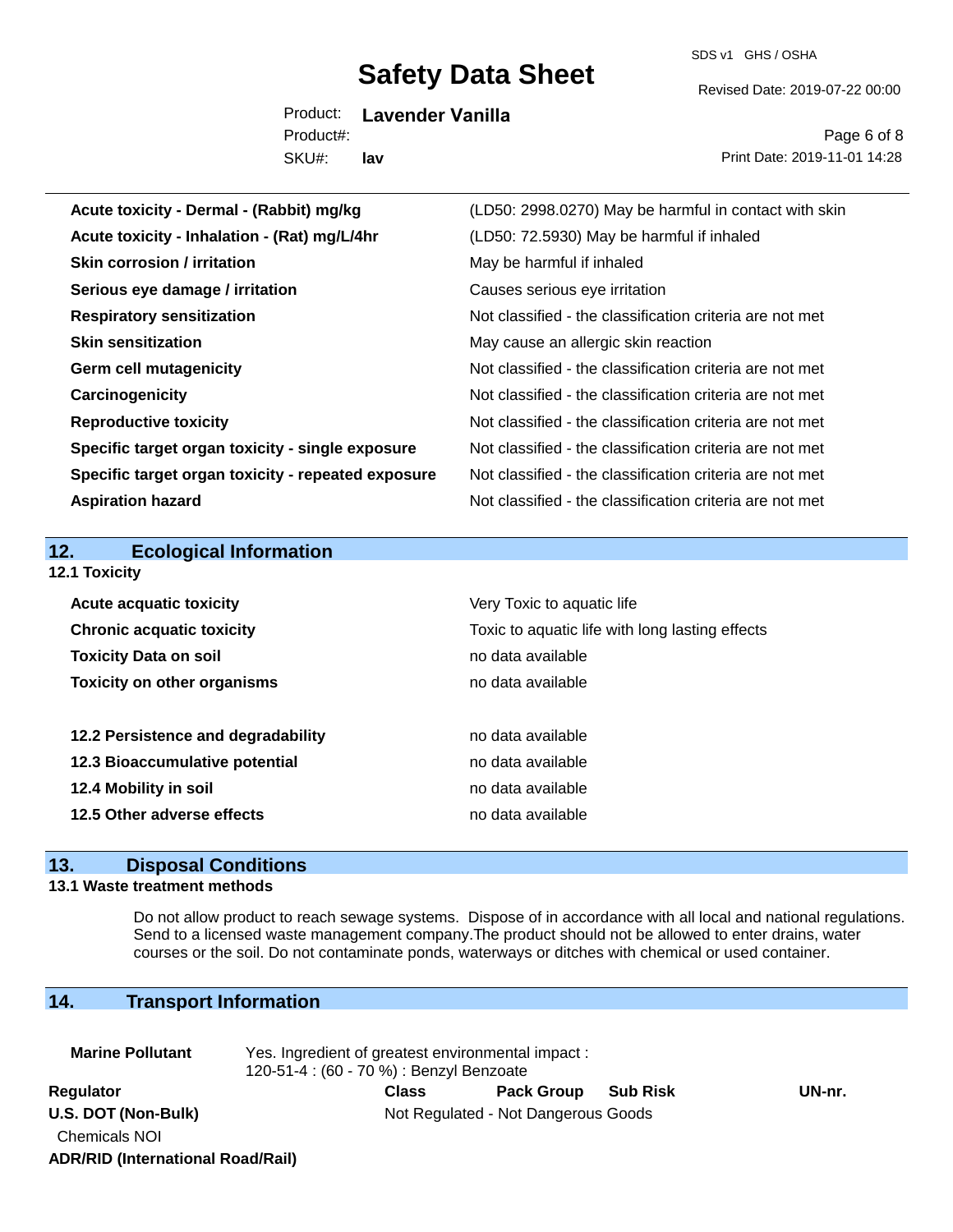| | |
|---|---|
| **Acute toxicity - Dermal - (Rabbit) mg/kg** | (LD50: 2998.0270) May be harmful in contact with skin |
| **Acute toxicity - Inhalation - (Rat) mg/L/4hr** | (LD50: 72.5930) May be harmful if inhaled |
| **Skin corrosion / irritation** | May be harmful if inhaled |
| **Serious eye damage / irritation** | Causes serious eye irritation |
| **Respiratory sensitization** | Not classified - the classification criteria are not met |
| **Skin sensitization** | May cause an allergic skin reaction |
| **Germ cell mutagenicity** | Not classified - the classification criteria are not met |
| **Carcinogenicity** | Not classified - the classification criteria are not met |
| **Reproductive toxicity** | Not classified - the classification criteria are not met |
| **Specific target organ toxicity - single exposure** | Not classified - the classification criteria are not met |
| **Specific target organ toxicity - repeated exposure** | Not classified - the classification criteria are not met |
| **Aspiration hazard** | Not classified - the classification criteria are not met |

## 12. Ecological Information

### 12.1 Toxicity

| | |
|---|---|
| **Acute acquatic toxicity** | Very Toxic to aquatic life |
| **Chronic acquatic toxicity** | Toxic to aquatic life with long lasting effects |
| **Toxicity Data on soil** | no data available |
| **Toxicity on other organisms** | no data available |

| | |
|---|---|
| **12.2 Persistence and degradability** | no data available |
| **12.3 Bioaccumulative potential** | no data available |
| **12.4 Mobility in soil** | no data available |
| **12.5 Other adverse effects** | no data available |

## 13. Disposal Conditions

### 13.1 Waste treatment methods

Do not allow product to reach sewage systems. Dispose of in accordance with all local and national regulations. Send to a licensed waste management company.The product should not be allowed to enter drains, water courses or the soil. Do not contaminate ponds, waterways or ditches with chemical or used container.

## 14. Transport Information

**Marine Pollutant** Yes. Ingredient of greatest environmental impact : 120-51-4 : (60 - 70 %) : Benzyl Benzoate

| Regulator | Class | Pack Group | Sub Risk | UN-nr. |
|---|---|---|---|---|
| **U.S. DOT (Non-Bulk)** | Not Regulated - Not Dangerous Goods | | | |
| Chemicals NOI | | | | |
| **ADR/RID (International Road/Rail)** | | | | |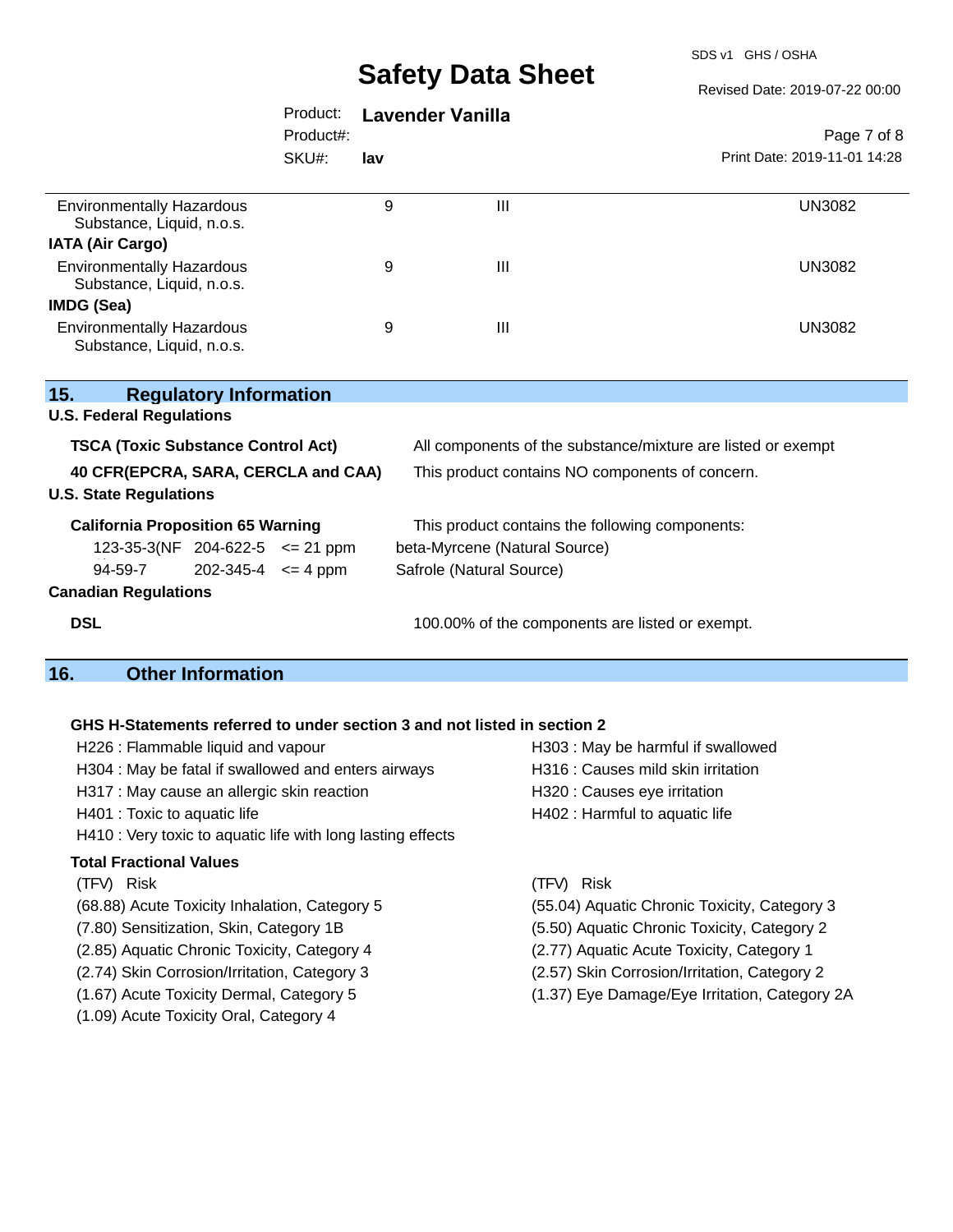| | | | |
|---|---|---|---|
| Environmentally Hazardous Substance, Liquid, n.o.s. | 9 | III | UN3082 |
| **IATA (Air Cargo)** | | | |
| Environmentally Hazardous Substance, Liquid, n.o.s. | 9 | III | UN3082 |
| **IMDG (Sea)** | | | |
| Environmentally Hazardous Substance, Liquid, n.o.s. | 9 | III | UN3082 |

## 15. Regulatory Information

**U.S. Federal Regulations**

**TSCA (Toxic Substance Control Act)** — All components of the substance/mixture are listed or exempt

**40 CFR(EPCRA, SARA, CERCLA and CAA)** — This product contains NO components of concern.

**U.S. State Regulations**

**California Proposition 65 Warning** — This product contains the following components:

| | | | |
|---|---|---|---|
| 123-35-3(NF | 204-622-5 | <= 21 ppm | beta-Myrcene (Natural Source) |
| 94-59-7 | 202-345-4 | <= 4 ppm | Safrole (Natural Source) |

**Canadian Regulations**

**DSL** — 100.00% of the components are listed or exempt.

## 16. Other Information

**GHS H-Statements referred to under section 3 and not listed in section 2**

H226 : Flammable liquid and vapour
H304 : May be fatal if swallowed and enters airways
H317 : May cause an allergic skin reaction
H401 : Toxic to aquatic life
H410 : Very toxic to aquatic life with long lasting effects
H303 : May be harmful if swallowed
H316 : Causes mild skin irritation
H320 : Causes eye irritation
H402 : Harmful to aquatic life

**Total Fractional Values**

(TFV) Risk
(68.88) Acute Toxicity Inhalation, Category 5
(7.80) Sensitization, Skin, Category 1B
(2.85) Aquatic Chronic Toxicity, Category 4
(2.74) Skin Corrosion/Irritation, Category 3
(1.67) Acute Toxicity Dermal, Category 5
(1.09) Acute Toxicity Oral, Category 4

(TFV) Risk
(55.04) Aquatic Chronic Toxicity, Category 3
(5.50) Aquatic Chronic Toxicity, Category 2
(2.77) Aquatic Acute Toxicity, Category 1
(2.57) Skin Corrosion/Irritation, Category 2
(1.37) Eye Damage/Eye Irritation, Category 2A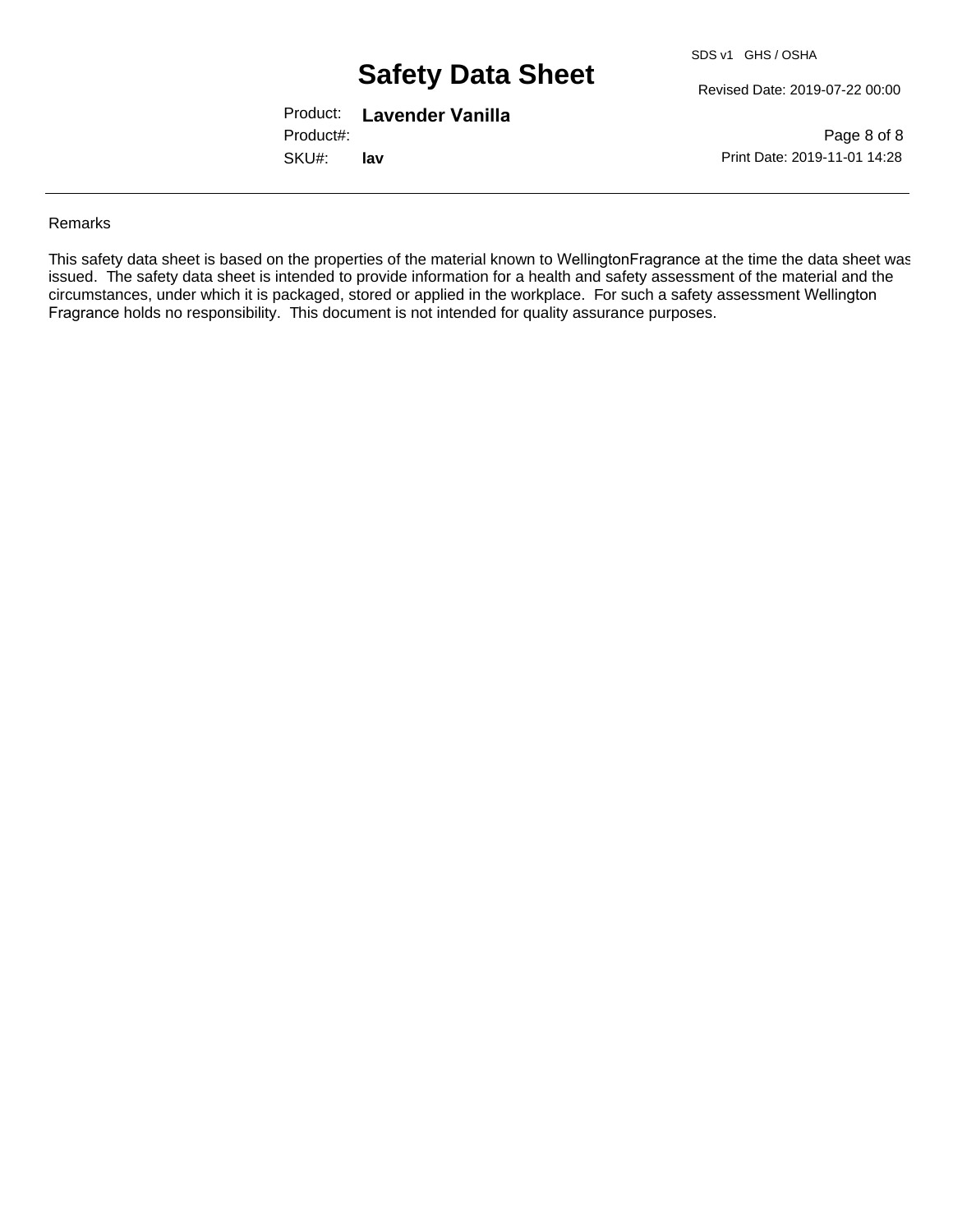## Remarks

This safety data sheet is based on the properties of the material known to WellingtonFragrance at the time the data sheet was issued. The safety data sheet is intended to provide information for a health and safety assessment of the material and the circumstances, under which it is packaged, stored or applied in the workplace. For such a safety assessment Wellington Fragrance holds no responsibility. This document is not intended for quality assurance purposes.